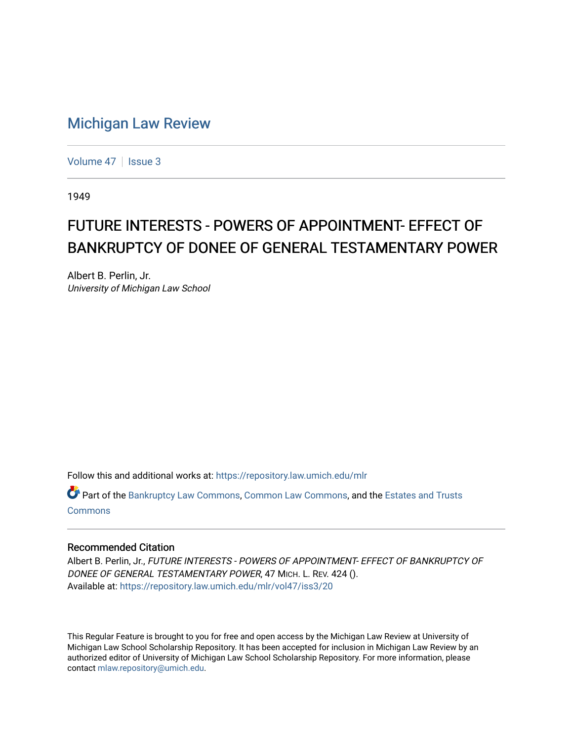# Michigan Law Review

Volume 47 | Issue 3

1949

## FUTURE INTERESTS - POWERS OF APPOINTMENT- EFFECT OF BANKRUPTCY OF DONEE OF GENERAL TESTAMENTARY POWER

Albert B. Perlin, Jr.
*University of Michigan Law School*

Follow this and additional works at: https://repository.law.umich.edu/mlr

Part of the Bankruptcy Law Commons, Common Law Commons, and the Estates and Trusts Commons

### Recommended Citation

Albert B. Perlin, Jr., *FUTURE INTERESTS - POWERS OF APPOINTMENT- EFFECT OF BANKRUPTCY OF DONEE OF GENERAL TESTAMENTARY POWER*, 47 MICH. L. REV. 424 ().
Available at: https://repository.law.umich.edu/mlr/vol47/iss3/20

This Regular Feature is brought to you for free and open access by the Michigan Law Review at University of Michigan Law School Scholarship Repository. It has been accepted for inclusion in Michigan Law Review by an authorized editor of University of Michigan Law School Scholarship Repository. For more information, please contact mlaw.repository@umich.edu.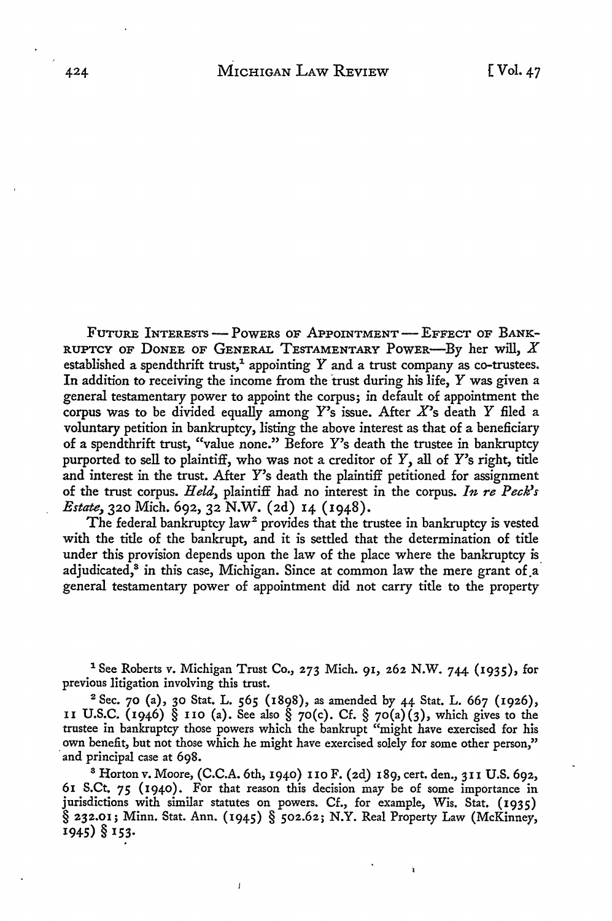FUTURE INTERESTS — POWERS OF APPOINTMENT — EFFECT OF BANKRUPTCY OF DONEE OF GENERAL TESTAMENTARY POWER—By her will, *X* established a spendthrift trust,[1] appointing *Y* and a trust company as co-trustees. In addition to receiving the income from the trust during his life, *Y* was given a general testamentary power to appoint the corpus; in default of appointment the corpus was to be divided equally among *Y*'s issue. After *X*'s death *Y* filed a voluntary petition in bankruptcy, listing the above interest as that of a beneficiary of a spendthrift trust, "value none." Before *Y*'s death the trustee in bankruptcy purported to sell to plaintiff, who was not a creditor of *Y*, all of *Y*'s right, title and interest in the trust. After *Y*'s death the plaintiff petitioned for assignment of the trust corpus. *Held*, plaintiff had no interest in the corpus. *In re Peck's Estate*, 320 Mich. 692, 32 N.W. (2d) 14 (1948).

The federal bankruptcy law[2] provides that the trustee in bankruptcy is vested with the title of the bankrupt, and it is settled that the determination of title under this provision depends upon the law of the place where the bankruptcy is adjudicated,[3] in this case, Michigan. Since at common law the mere grant of a general testamentary power of appointment did not carry title to the property

---

[1] See Roberts v. Michigan Trust Co., 273 Mich. 91, 262 N.W. 744 (1935), for previous litigation involving this trust.

[2] Sec. 70 (a), 30 Stat. L. 565 (1898), as amended by 44 Stat. L. 667 (1926), 11 U.S.C. (1946) § 110 (a). See also § 70(c). Cf. § 70(a)(3), which gives to the trustee in bankruptcy those powers which the bankrupt "might have exercised for his own benefit, but not those which he might have exercised solely for some other person," and principal case at 698.

[3] Horton v. Moore, (C.C.A. 6th, 1940) 110 F. (2d) 189, cert. den., 311 U.S. 692, 61 S.Ct. 75 (1940). For that reason this decision may be of some importance in jurisdictions with similar statutes on powers. Cf., for example, Wis. Stat. (1935) § 232.01; Minn. Stat. Ann. (1945) § 502.62; N.Y. Real Property Law (McKinney, 1945) § 153.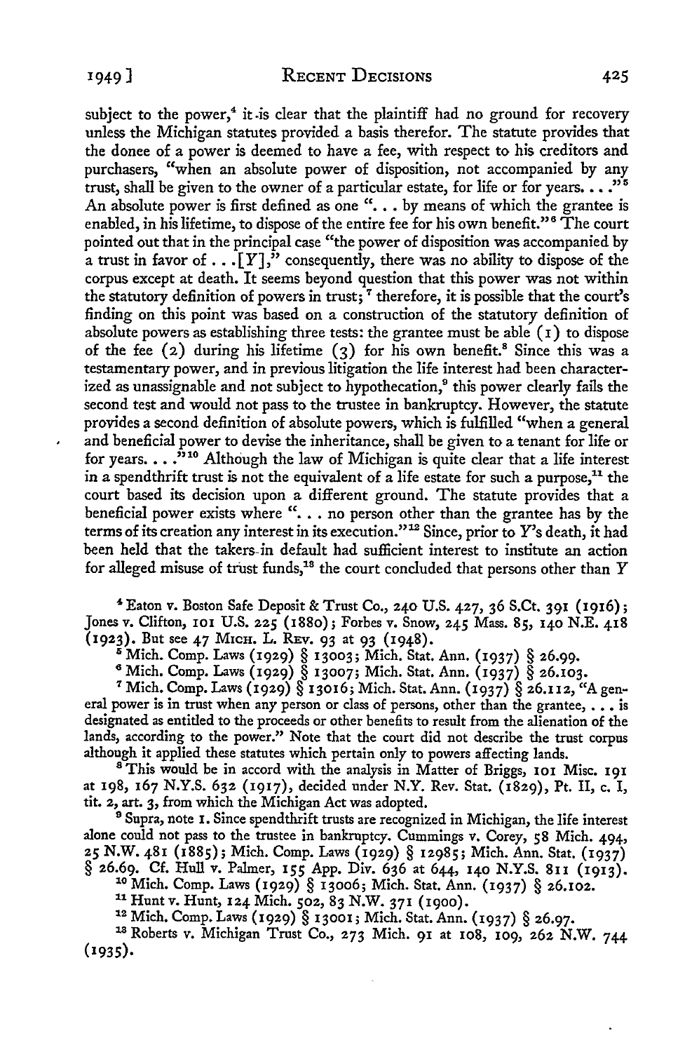subject to the power,[4] it is clear that the plaintiff had no ground for recovery unless the Michigan statutes provided a basis therefor. The statute provides that the donee of a power is deemed to have a fee, with respect to his creditors and purchasers, "when an absolute power of disposition, not accompanied by any trust, shall be given to the owner of a particular estate, for life or for years. . . ."[5] An absolute power is first defined as one ". . . by means of which the grantee is enabled, in his lifetime, to dispose of the entire fee for his own benefit."[6] The court pointed out that in the principal case "the power of disposition was accompanied by a trust in favor of . . . [Y]," consequently, there was no ability to dispose of the corpus except at death. It seems beyond question that this power was not within the statutory definition of powers in trust;[7] therefore, it is possible that the court's finding on this point was based on a construction of the statutory definition of absolute powers as establishing three tests: the grantee must be able (1) to dispose of the fee (2) during his lifetime (3) for his own benefit.[8] Since this was a testamentary power, and in previous litigation the life interest had been characterized as unassignable and not subject to hypothecation,[9] this power clearly fails the second test and would not pass to the trustee in bankruptcy. However, the statute provides a second definition of absolute powers, which is fulfilled "when a general and beneficial power to devise the inheritance, shall be given to a tenant for life or for years. . . ."[10] Although the law of Michigan is quite clear that a life interest in a spendthrift trust is not the equivalent of a life estate for such a purpose,[11] the court based its decision upon a different ground. The statute provides that a beneficial power exists where ". . . no person other than the grantee has by the terms of its creation any interest in its execution."[12] Since, prior to Y's death, it had been held that the takers in default had sufficient interest to institute an action for alleged misuse of trust funds,[13] the court concluded that persons other than Y

[4] Eaton v. Boston Safe Deposit & Trust Co., 240 U.S. 427, 36 S.Ct. 391 (1916); Jones v. Clifton, 101 U.S. 225 (1880); Forbes v. Snow, 245 Mass. 85, 140 N.E. 418 (1923). But see 47 MICH. L. REV. 93 at 93 (1948).

[5] Mich. Comp. Laws (1929) § 13003; Mich. Stat. Ann. (1937) § 26.99.

[6] Mich. Comp. Laws (1929) § 13007; Mich. Stat. Ann. (1937) § 26.103.

[7] Mich. Comp. Laws (1929) § 13016; Mich. Stat. Ann. (1937) § 26.112, "A general power is in trust when any person or class of persons, other than the grantee, . . . is designated as entitled to the proceeds or other benefits to result from the alienation of the lands, according to the power." Note that the court did not describe the trust corpus although it applied these statutes which pertain only to powers affecting lands.

[8] This would be in accord with the analysis in Matter of Briggs, 101 Misc. 191 at 198, 167 N.Y.S. 632 (1917), decided under N.Y. Rev. Stat. (1829), Pt. II, c. I, tit. 2, art. 3, from which the Michigan Act was adopted.

[9] Supra, note 1. Since spendthrift trusts are recognized in Michigan, the life interest alone could not pass to the trustee in bankruptcy. Cummings v. Corey, 58 Mich. 494, 25 N.W. 481 (1885); Mich. Comp. Laws (1929) § 12985; Mich. Ann. Stat. (1937) § 26.69. Cf. Hull v. Palmer, 155 App. Div. 636 at 644, 140 N.Y.S. 811 (1913).

[10] Mich. Comp. Laws (1929) § 13006; Mich. Stat. Ann. (1937) § 26.102.

[11] Hunt v. Hunt, 124 Mich. 502, 83 N.W. 371 (1900).

[12] Mich. Comp. Laws (1929) § 13001; Mich. Stat. Ann. (1937) § 26.97.

[13] Roberts v. Michigan Trust Co., 273 Mich. 91 at 108, 109, 262 N.W. 744 (1935).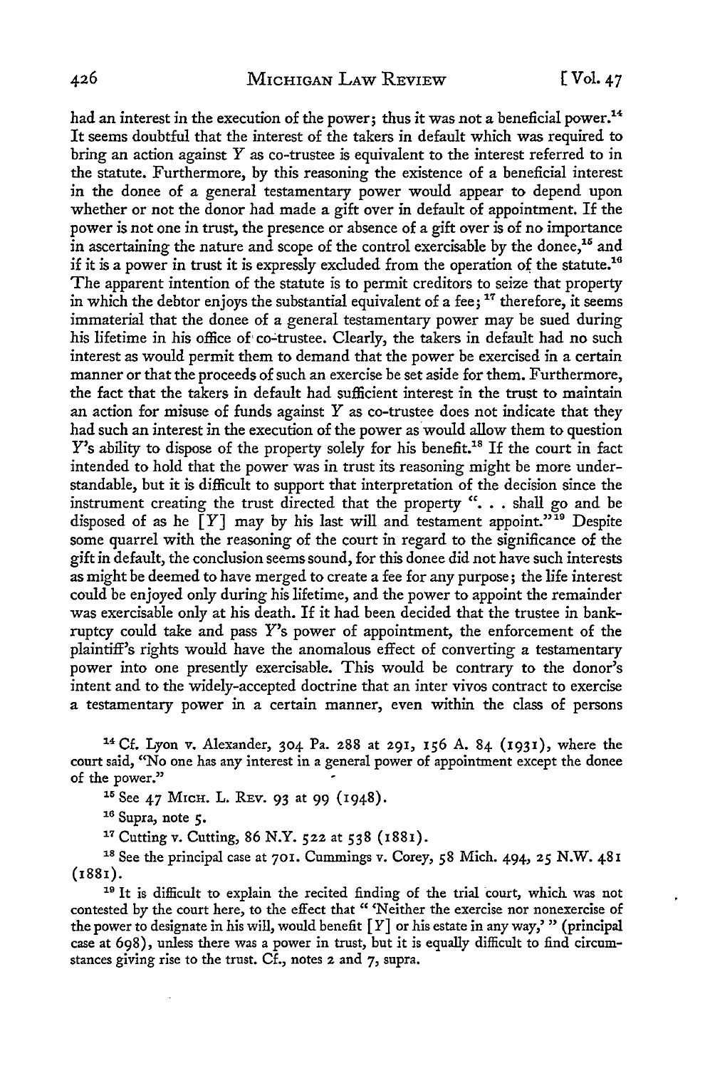had an interest in the execution of the power; thus it was not a beneficial power.[14] It seems doubtful that the interest of the takers in default which was required to bring an action against *Y* as co-trustee is equivalent to the interest referred to in the statute. Furthermore, by this reasoning the existence of a beneficial interest in the donee of a general testamentary power would appear to depend upon whether or not the donor had made a gift over in default of appointment. If the power is not one in trust, the presence or absence of a gift over is of no importance in ascertaining the nature and scope of the control exercisable by the donee,[15] and if it is a power in trust it is expressly excluded from the operation of the statute.[16] The apparent intention of the statute is to permit creditors to seize that property in which the debtor enjoys the substantial equivalent of a fee;[17] therefore, it seems immaterial that the donee of a general testamentary power may be sued during his lifetime in his office of co-trustee. Clearly, the takers in default had no such interest as would permit them to demand that the power be exercised in a certain manner or that the proceeds of such an exercise be set aside for them. Furthermore, the fact that the takers in default had sufficient interest in the trust to maintain an action for misuse of funds against *Y* as co-trustee does not indicate that they had such an interest in the execution of the power as would allow them to question *Y*'s ability to dispose of the property solely for his benefit.[18] If the court in fact intended to hold that the power was in trust its reasoning might be more understandable, but it is difficult to support that interpretation of the decision since the instrument creating the trust directed that the property ". . . shall go and be disposed of as he [*Y*] may by his last will and testament appoint."[19] Despite some quarrel with the reasoning of the court in regard to the significance of the gift in default, the conclusion seems sound, for this donee did not have such interests as might be deemed to have merged to create a fee for any purpose; the life interest could be enjoyed only during his lifetime, and the power to appoint the remainder was exercisable only at his death. If it had been decided that the trustee in bankruptcy could take and pass *Y*'s power of appointment, the enforcement of the plaintiff's rights would have the anomalous effect of converting a testamentary power into one presently exercisable. This would be contrary to the donor's intent and to the widely-accepted doctrine that an inter vivos contract to exercise a testamentary power in a certain manner, even within the class of persons

[14] Cf. Lyon v. Alexander, 304 Pa. 288 at 291, 156 A. 84 (1931), where the court said, "No one has any interest in a general power of appointment except the donee of the power."

[15] See 47 MICH. L. REV. 93 at 99 (1948).

[16] Supra, note 5.

[17] Cutting v. Cutting, 86 N.Y. 522 at 538 (1881).

[18] See the principal case at 701. Cummings v. Corey, 58 Mich. 494, 25 N.W. 481 (1881).

[19] It is difficult to explain the recited finding of the trial court, which was not contested by the court here, to the effect that " 'Neither the exercise nor nonexercise of the power to designate in his will, would benefit [*Y*] or his estate in any way,' " (principal case at 698), unless there was a power in trust, but it is equally difficult to find circumstances giving rise to the trust. Cf., notes 2 and 7, supra.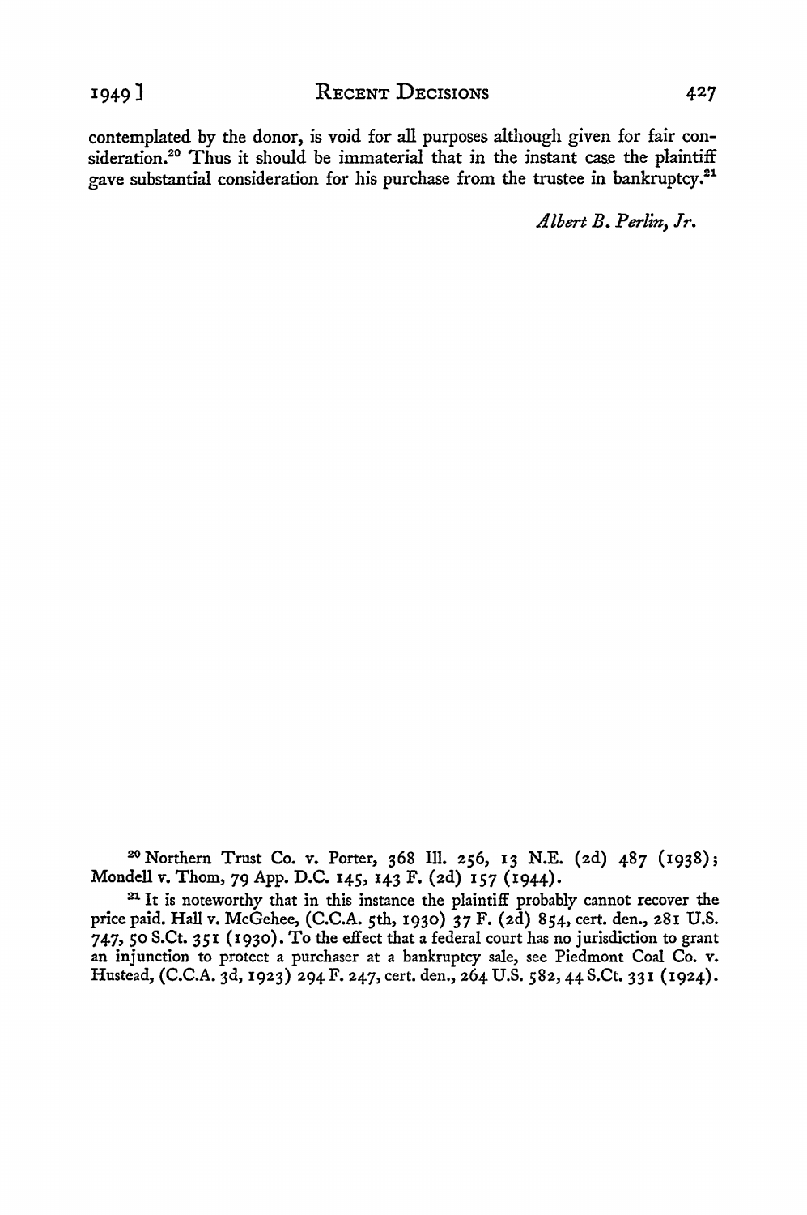contemplated by the donor, is void for all purposes although given for fair consideration.[20] Thus it should be immaterial that in the instant case the plaintiff gave substantial consideration for his purchase from the trustee in bankruptcy.[21]

*Albert B. Perlin, Jr.*

[20] Northern Trust Co. v. Porter, 368 Ill. 256, 13 N.E. (2d) 487 (1938); Mondell v. Thom, 79 App. D.C. 145, 143 F. (2d) 157 (1944).

[21] It is noteworthy that in this instance the plaintiff probably cannot recover the price paid. Hall v. McGehee, (C.C.A. 5th, 1930) 37 F. (2d) 854, cert. den., 281 U.S. 747, 50 S.Ct. 351 (1930). To the effect that a federal court has no jurisdiction to grant an injunction to protect a purchaser at a bankruptcy sale, see Piedmont Coal Co. v. Hustead, (C.C.A. 3d, 1923) 294 F. 247, cert. den., 264 U.S. 582, 44 S.Ct. 331 (1924).